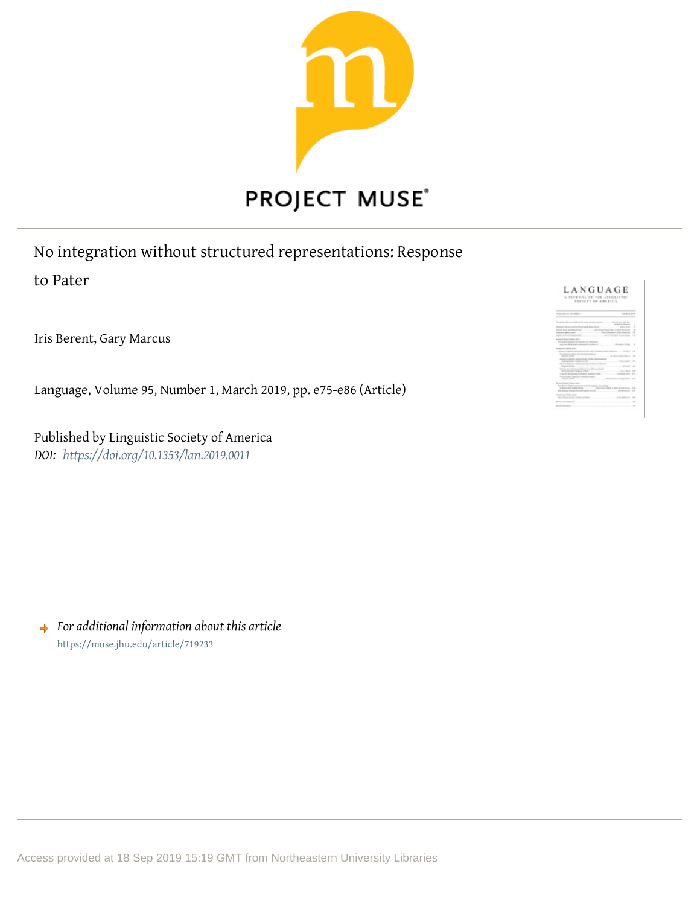# No integration without structured representations: Response to Pater

Iris Berent, Gary Marcus

Language, Volume 95, Number 1, March 2019, pp. e75-e86 (Article)

Published by Linguistic Society of America

*DOI: https://doi.org/10.1353/lan.2019.0011*

*For additional information about this article*

https://muse.jhu.edu/article/719233

Access provided at 18 Sep 2019 15:19 GMT from Northeastern University Libraries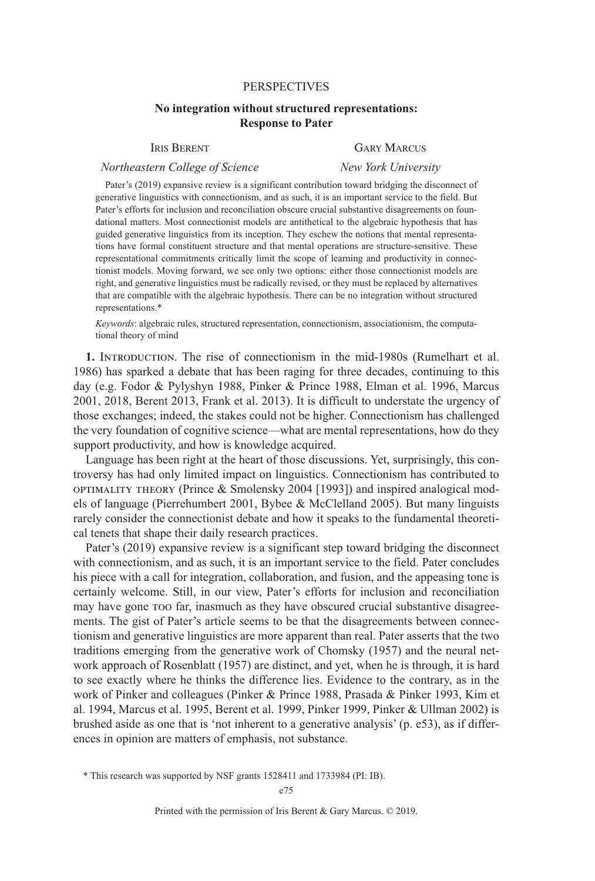PERSPECTIVES

# No integration without structured representations: Response to Pater

Iris Berent — *Northeastern College of Science*

Gary Marcus — *New York University*

Pater's (2019) expansive review is a significant contribution toward bridging the disconnect of generative linguistics with connectionism, and as such, it is an important service to the field. But Pater's efforts for inclusion and reconciliation obscure crucial substantive disagreements on foundational matters. Most connectionist models are antithetical to the algebraic hypothesis that has guided generative linguistics from its inception. They eschew the notions that mental representations have formal constituent structure and that mental operations are structure-sensitive. These representational commitments critically limit the scope of learning and productivity in connectionist models. Moving forward, we see only two options: either those connectionist models are right, and generative linguistics must be radically revised, or they must be replaced by alternatives that are compatible with the algebraic hypothesis. There can be no integration without structured representations.*

*Keywords*: algebraic rules, structured representation, connectionism, associationism, the computational theory of mind

**1. Introduction.** The rise of connectionism in the mid-1980s (Rumelhart et al. 1986) has sparked a debate that has been raging for three decades, continuing to this day (e.g. Fodor & Pylyshyn 1988, Pinker & Prince 1988, Elman et al. 1996, Marcus 2001, 2018, Berent 2013, Frank et al. 2013). It is difficult to understate the urgency of those exchanges; indeed, the stakes could not be higher. Connectionism has challenged the very foundation of cognitive science—what are mental representations, how do they support productivity, and how is knowledge acquired.

Language has been right at the heart of those discussions. Yet, surprisingly, this controversy has had only limited impact on linguistics. Connectionism has contributed to optimality theory (Prince & Smolensky 2004 [1993]) and inspired analogical models of language (Pierrehumbert 2001, Bybee & McClelland 2005). But many linguists rarely consider the connectionist debate and how it speaks to the fundamental theoretical tenets that shape their daily research practices.

Pater's (2019) expansive review is a significant step toward bridging the disconnect with connectionism, and as such, it is an important service to the field. Pater concludes his piece with a call for integration, collaboration, and fusion, and the appeasing tone is certainly welcome. Still, in our view, Pater's efforts for inclusion and reconciliation may have gone too far, inasmuch as they have obscured crucial substantive disagreements. The gist of Pater's article seems to be that the disagreements between connectionism and generative linguistics are more apparent than real. Pater asserts that the two traditions emerging from the generative work of Chomsky (1957) and the neural network approach of Rosenblatt (1957) are distinct, and yet, when he is through, it is hard to see exactly where he thinks the difference lies. Evidence to the contrary, as in the work of Pinker and colleagues (Pinker & Prince 1988, Prasada & Pinker 1993, Kim et al. 1994, Marcus et al. 1995, Berent et al. 1999, Pinker 1999, Pinker & Ullman 2002) is brushed aside as one that is 'not inherent to a generative analysis' (p. e53), as if differences in opinion are matters of emphasis, not substance.

\* This research was supported by NSF grants 1528411 and 1733984 (PI: IB).

Printed with the permission of Iris Berent & Gary Marcus. © 2019.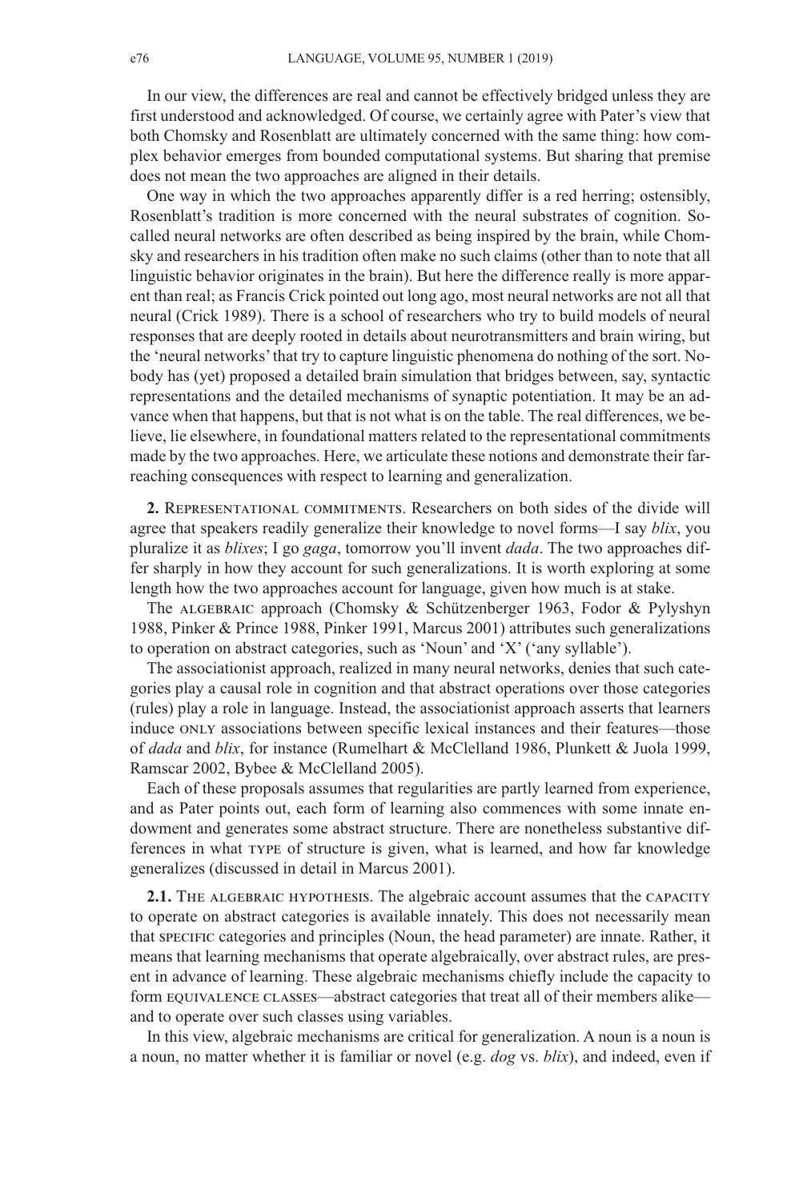In our view, the differences are real and cannot be effectively bridged unless they are first understood and acknowledged. Of course, we certainly agree with Pater's view that both Chomsky and Rosenblatt are ultimately concerned with the same thing: how complex behavior emerges from bounded computational systems. But sharing that premise does not mean the two approaches are aligned in their details.

One way in which the two approaches apparently differ is a red herring; ostensibly, Rosenblatt's tradition is more concerned with the neural substrates of cognition. So-called neural networks are often described as being inspired by the brain, while Chomsky and researchers in his tradition often make no such claims (other than to note that all linguistic behavior originates in the brain). But here the difference really is more apparent than real; as Francis Crick pointed out long ago, most neural networks are not all that neural (Crick 1989). There is a school of researchers who try to build models of neural responses that are deeply rooted in details about neurotransmitters and brain wiring, but the 'neural networks' that try to capture linguistic phenomena do nothing of the sort. Nobody has (yet) proposed a detailed brain simulation that bridges between, say, syntactic representations and the detailed mechanisms of synaptic potentiation. It may be an advance when that happens, but that is not what is on the table. The real differences, we believe, lie elsewhere, in foundational matters related to the representational commitments made by the two approaches. Here, we articulate these notions and demonstrate their far-reaching consequences with respect to learning and generalization.

**2.** Representational commitments. Researchers on both sides of the divide will agree that speakers readily generalize their knowledge to novel forms—I say *blix*, you pluralize it as *blixes*; I go *gaga*, tomorrow you'll invent *dada*. The two approaches differ sharply in how they account for such generalizations. It is worth exploring at some length how the two approaches account for language, given how much is at stake.

The algebraic approach (Chomsky & Schützenberger 1963, Fodor & Pylyshyn 1988, Pinker & Prince 1988, Pinker 1991, Marcus 2001) attributes such generalizations to operation on abstract categories, such as 'Noun' and 'X' ('any syllable').

The associationist approach, realized in many neural networks, denies that such categories play a causal role in cognition and that abstract operations over those categories (rules) play a role in language. Instead, the associationist approach asserts that learners induce only associations between specific lexical instances and their features—those of *dada* and *blix*, for instance (Rumelhart & McClelland 1986, Plunkett & Juola 1999, Ramscar 2002, Bybee & McClelland 2005).

Each of these proposals assumes that regularities are partly learned from experience, and as Pater points out, each form of learning also commences with some innate endowment and generates some abstract structure. There are nonetheless substantive differences in what type of structure is given, what is learned, and how far knowledge generalizes (discussed in detail in Marcus 2001).

**2.1.** The algebraic hypothesis. The algebraic account assumes that the capacity to operate on abstract categories is available innately. This does not necessarily mean that specific categories and principles (Noun, the head parameter) are innate. Rather, it means that learning mechanisms that operate algebraically, over abstract rules, are present in advance of learning. These algebraic mechanisms chiefly include the capacity to form equivalence classes—abstract categories that treat all of their members alike—and to operate over such classes using variables.

In this view, algebraic mechanisms are critical for generalization. A noun is a noun is a noun, no matter whether it is familiar or novel (e.g. *dog* vs. *blix*), and indeed, even if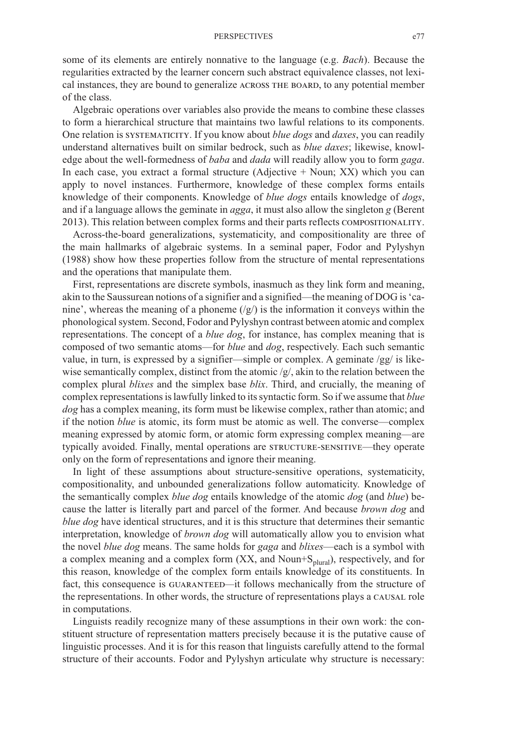some of its elements are entirely nonnative to the language (e.g. *Bach*). Because the regularities extracted by the learner concern such abstract equivalence classes, not lexical instances, they are bound to generalize ACROSS THE BOARD, to any potential member of the class.

Algebraic operations over variables also provide the means to combine these classes to form a hierarchical structure that maintains two lawful relations to its components. One relation is SYSTEMATICITY. If you know about *blue dogs* and *daxes*, you can readily understand alternatives built on similar bedrock, such as *blue daxes*; likewise, knowledge about the well-formedness of *baba* and *dada* will readily allow you to form *gaga*. In each case, you extract a formal structure (Adjective + Noun; XX) which you can apply to novel instances. Furthermore, knowledge of these complex forms entails knowledge of their components. Knowledge of *blue dogs* entails knowledge of *dogs*, and if a language allows the geminate in *agga*, it must also allow the singleton *g* (Berent 2013). This relation between complex forms and their parts reflects COMPOSITIONALITY.

Across-the-board generalizations, systematicity, and compositionality are three of the main hallmarks of algebraic systems. In a seminal paper, Fodor and Pylyshyn (1988) show how these properties follow from the structure of mental representations and the operations that manipulate them.

First, representations are discrete symbols, inasmuch as they link form and meaning, akin to the Saussurean notions of a signifier and a signified—the meaning of DOG is 'canine', whereas the meaning of a phoneme (/g/) is the information it conveys within the phonological system. Second, Fodor and Pylyshyn contrast between atomic and complex representations. The concept of a *blue dog*, for instance, has complex meaning that is composed of two semantic atoms—for *blue* and *dog*, respectively. Each such semantic value, in turn, is expressed by a signifier—simple or complex. A geminate /gg/ is likewise semantically complex, distinct from the atomic /g/, akin to the relation between the complex plural *blixes* and the simplex base *blix*. Third, and crucially, the meaning of complex representations is lawfully linked to its syntactic form. So if we assume that *blue dog* has a complex meaning, its form must be likewise complex, rather than atomic; and if the notion *blue* is atomic, its form must be atomic as well. The converse—complex meaning expressed by atomic form, or atomic form expressing complex meaning—are typically avoided. Finally, mental operations are STRUCTURE-SENSITIVE—they operate only on the form of representations and ignore their meaning.

In light of these assumptions about structure-sensitive operations, systematicity, compositionality, and unbounded generalizations follow automaticity. Knowledge of the semantically complex *blue dog* entails knowledge of the atomic *dog* (and *blue*) because the latter is literally part and parcel of the former. And because *brown dog* and *blue dog* have identical structures, and it is this structure that determines their semantic interpretation, knowledge of *brown dog* will automatically allow you to envision what the novel *blue dog* means. The same holds for *gaga* and *blixes*—each is a symbol with a complex meaning and a complex form (XX, and Noun+$S_{plural}$), respectively, and for this reason, knowledge of the complex form entails knowledge of its constituents. In fact, this consequence is GUARANTEED—it follows mechanically from the structure of the representations. In other words, the structure of representations plays a CAUSAL role in computations.

Linguists readily recognize many of these assumptions in their own work: the constituent structure of representation matters precisely because it is the putative cause of linguistic processes. And it is for this reason that linguists carefully attend to the formal structure of their accounts. Fodor and Pylyshyn articulate why structure is necessary: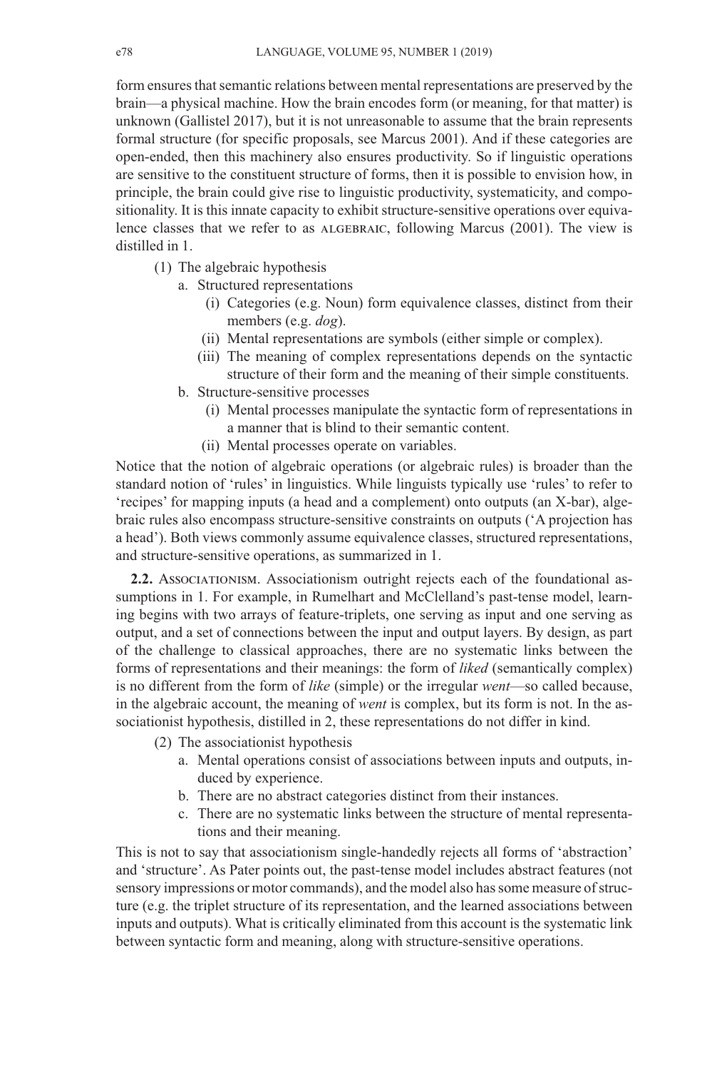form ensures that semantic relations between mental representations are preserved by the brain—a physical machine. How the brain encodes form (or meaning, for that matter) is unknown (Gallistel 2017), but it is not unreasonable to assume that the brain represents formal structure (for specific proposals, see Marcus 2001). And if these categories are open-ended, then this machinery also ensures productivity. So if linguistic operations are sensitive to the constituent structure of forms, then it is possible to envision how, in principle, the brain could give rise to linguistic productivity, systematicity, and compositionality. It is this innate capacity to exhibit structure-sensitive operations over equivalence classes that we refer to as ALGEBRAIC, following Marcus (2001). The view is distilled in 1.

(1) The algebraic hypothesis
- a. Structured representations
  - (i) Categories (e.g. Noun) form equivalence classes, distinct from their members (e.g. *dog*).
  - (ii) Mental representations are symbols (either simple or complex).
  - (iii) The meaning of complex representations depends on the syntactic structure of their form and the meaning of their simple constituents.
- b. Structure-sensitive processes
  - (i) Mental processes manipulate the syntactic form of representations in a manner that is blind to their semantic content.
  - (ii) Mental processes operate on variables.

Notice that the notion of algebraic operations (or algebraic rules) is broader than the standard notion of 'rules' in linguistics. While linguists typically use 'rules' to refer to 'recipes' for mapping inputs (a head and a complement) onto outputs (an X-bar), algebraic rules also encompass structure-sensitive constraints on outputs ('A projection has a head'). Both views commonly assume equivalence classes, structured representations, and structure-sensitive operations, as summarized in 1.

**2.2.** Associationism. Associationism outright rejects each of the foundational assumptions in 1. For example, in Rumelhart and McClelland's past-tense model, learning begins with two arrays of feature-triplets, one serving as input and one serving as output, and a set of connections between the input and output layers. By design, as part of the challenge to classical approaches, there are no systematic links between the forms of representations and their meanings: the form of *liked* (semantically complex) is no different from the form of *like* (simple) or the irregular *went*—so called because, in the algebraic account, the meaning of *went* is complex, but its form is not. In the associationist hypothesis, distilled in 2, these representations do not differ in kind.

(2) The associationist hypothesis
- a. Mental operations consist of associations between inputs and outputs, induced by experience.
- b. There are no abstract categories distinct from their instances.
- c. There are no systematic links between the structure of mental representations and their meaning.

This is not to say that associationism single-handedly rejects all forms of 'abstraction' and 'structure'. As Pater points out, the past-tense model includes abstract features (not sensory impressions or motor commands), and the model also has some measure of structure (e.g. the triplet structure of its representation, and the learned associations between inputs and outputs). What is critically eliminated from this account is the systematic link between syntactic form and meaning, along with structure-sensitive operations.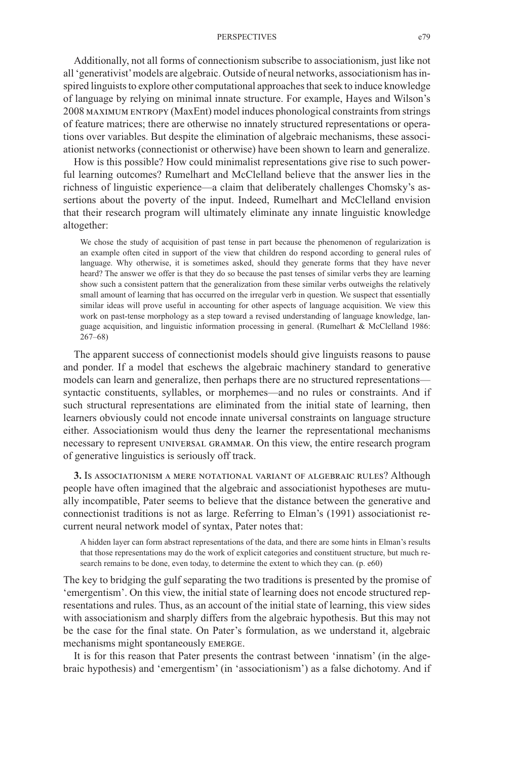Additionally, not all forms of connectionism subscribe to associationism, just like not all 'generativist' models are algebraic. Outside of neural networks, associationism has inspired linguists to explore other computational approaches that seek to induce knowledge of language by relying on minimal innate structure. For example, Hayes and Wilson's 2008 MAXIMUM ENTROPY (MaxEnt) model induces phonological constraints from strings of feature matrices; there are otherwise no innately structured representations or operations over variables. But despite the elimination of algebraic mechanisms, these associationist networks (connectionist or otherwise) have been shown to learn and generalize.

How is this possible? How could minimalist representations give rise to such powerful learning outcomes? Rumelhart and McClelland believe that the answer lies in the richness of linguistic experience—a claim that deliberately challenges Chomsky's assertions about the poverty of the input. Indeed, Rumelhart and McClelland envision that their research program will ultimately eliminate any innate linguistic knowledge altogether:

> We chose the study of acquisition of past tense in part because the phenomenon of regularization is an example often cited in support of the view that children do respond according to general rules of language. Why otherwise, it is sometimes asked, should they generate forms that they have never heard? The answer we offer is that they do so because the past tenses of similar verbs they are learning show such a consistent pattern that the generalization from these similar verbs outweighs the relatively small amount of learning that has occurred on the irregular verb in question. We suspect that essentially similar ideas will prove useful in accounting for other aspects of language acquisition. We view this work on past-tense morphology as a step toward a revised understanding of language knowledge, language acquisition, and linguistic information processing in general. (Rumelhart & McClelland 1986: 267–68)

The apparent success of connectionist models should give linguists reasons to pause and ponder. If a model that eschews the algebraic machinery standard to generative models can learn and generalize, then perhaps there are no structured representations—syntactic constituents, syllables, or morphemes—and no rules or constraints. And if such structural representations are eliminated from the initial state of learning, then learners obviously could not encode innate universal constraints on language structure either. Associationism would thus deny the learner the representational mechanisms necessary to represent UNIVERSAL GRAMMAR. On this view, the entire research program of generative linguistics is seriously off track.

**3.** IS ASSOCIATIONISM A MERE NOTATIONAL VARIANT OF ALGEBRAIC RULES? Although people have often imagined that the algebraic and associationist hypotheses are mutually incompatible, Pater seems to believe that the distance between the generative and connectionist traditions is not as large. Referring to Elman's (1991) associationist recurrent neural network model of syntax, Pater notes that:

> A hidden layer can form abstract representations of the data, and there are some hints in Elman's results that those representations may do the work of explicit categories and constituent structure, but much research remains to be done, even today, to determine the extent to which they can. (p. e60)

The key to bridging the gulf separating the two traditions is presented by the promise of 'emergentism'. On this view, the initial state of learning does not encode structured representations and rules. Thus, as an account of the initial state of learning, this view sides with associationism and sharply differs from the algebraic hypothesis. But this may not be the case for the final state. On Pater's formulation, as we understand it, algebraic mechanisms might spontaneously EMERGE.

It is for this reason that Pater presents the contrast between 'innatism' (in the algebraic hypothesis) and 'emergentism' (in 'associationism') as a false dichotomy. And if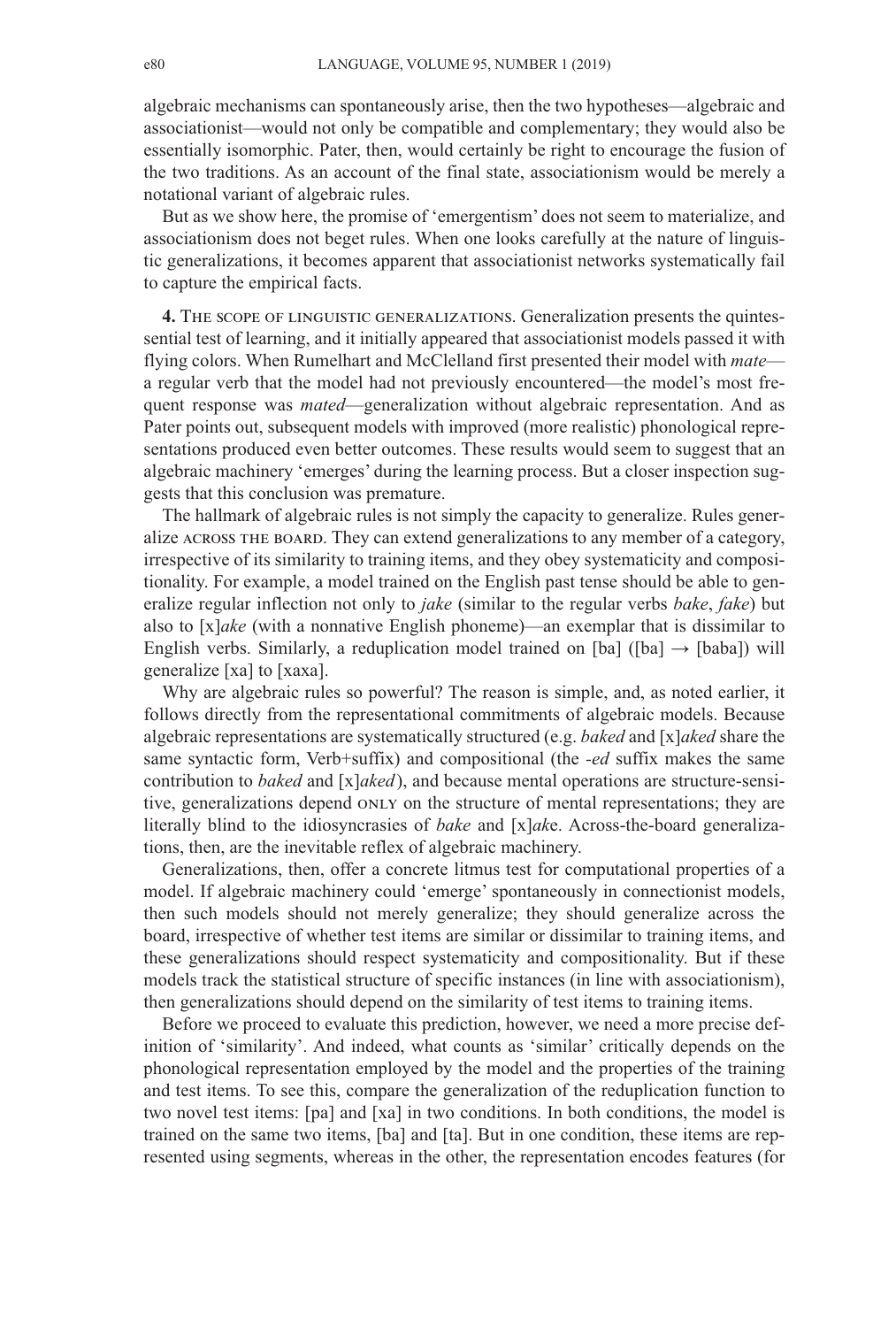algebraic mechanisms can spontaneously arise, then the two hypotheses—algebraic and associationist—would not only be compatible and complementary; they would also be essentially isomorphic. Pater, then, would certainly be right to encourage the fusion of the two traditions. As an account of the final state, associationism would be merely a notational variant of algebraic rules.

But as we show here, the promise of 'emergentism' does not seem to materialize, and associationism does not beget rules. When one looks carefully at the nature of linguistic generalizations, it becomes apparent that associationist networks systematically fail to capture the empirical facts.

**4.** The scope of linguistic generalizations. Generalization presents the quintessential test of learning, and it initially appeared that associationist models passed it with flying colors. When Rumelhart and McClelland first presented their model with *mate*—a regular verb that the model had not previously encountered—the model's most frequent response was *mated*—generalization without algebraic representation. And as Pater points out, subsequent models with improved (more realistic) phonological representations produced even better outcomes. These results would seem to suggest that an algebraic machinery 'emerges' during the learning process. But a closer inspection suggests that this conclusion was premature.

The hallmark of algebraic rules is not simply the capacity to generalize. Rules generalize across the board. They can extend generalizations to any member of a category, irrespective of its similarity to training items, and they obey systematicity and compositionality. For example, a model trained on the English past tense should be able to generalize regular inflection not only to *jake* (similar to the regular verbs *bake*, *fake*) but also to [x]*ake* (with a nonnative English phoneme)—an exemplar that is dissimilar to English verbs. Similarly, a reduplication model trained on [ba] ([ba] → [baba]) will generalize [xa] to [xaxa].

Why are algebraic rules so powerful? The reason is simple, and, as noted earlier, it follows directly from the representational commitments of algebraic models. Because algebraic representations are systematically structured (e.g. *baked* and [x]*aked* share the same syntactic form, Verb+suffix) and compositional (the *-ed* suffix makes the same contribution to *baked* and [x]*aked*), and because mental operations are structure-sensitive, generalizations depend only on the structure of mental representations; they are literally blind to the idiosyncrasies of *bake* and [x]*ak*e. Across-the-board generalizations, then, are the inevitable reflex of algebraic machinery.

Generalizations, then, offer a concrete litmus test for computational properties of a model. If algebraic machinery could 'emerge' spontaneously in connectionist models, then such models should not merely generalize; they should generalize across the board, irrespective of whether test items are similar or dissimilar to training items, and these generalizations should respect systematicity and compositionality. But if these models track the statistical structure of specific instances (in line with associationism), then generalizations should depend on the similarity of test items to training items.

Before we proceed to evaluate this prediction, however, we need a more precise definition of 'similarity'. And indeed, what counts as 'similar' critically depends on the phonological representation employed by the model and the properties of the training and test items. To see this, compare the generalization of the reduplication function to two novel test items: [pa] and [xa] in two conditions. In both conditions, the model is trained on the same two items, [ba] and [ta]. But in one condition, these items are represented using segments, whereas in the other, the representation encodes features (for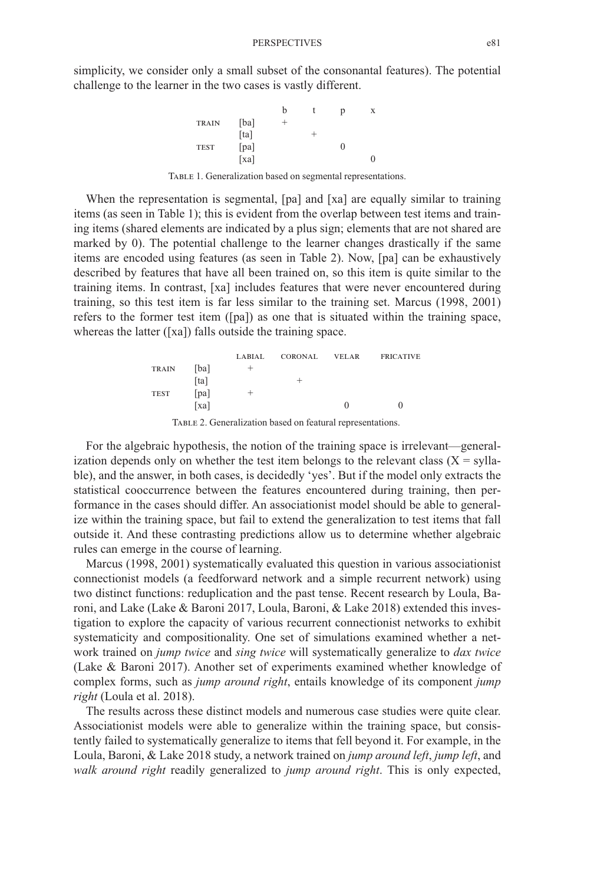simplicity, we consider only a small subset of the consonantal features). The potential challenge to the learner in the two cases is vastly different.

| | | b | t | p | x |
|---|---|---|---|---|---|
| TRAIN | [ba] | + | | | |
| | [ta] | | + | | |
| TEST | [pa] | | | 0 | |
| | [xa] | | | | 0 |

TABLE 1. Generalization based on segmental representations.

When the representation is segmental, [pa] and [xa] are equally similar to training items (as seen in Table 1); this is evident from the overlap between test items and training items (shared elements are indicated by a plus sign; elements that are not shared are marked by 0). The potential challenge to the learner changes drastically if the same items are encoded using features (as seen in Table 2). Now, [pa] can be exhaustively described by features that have all been trained on, so this item is quite similar to the training items. In contrast, [xa] includes features that were never encountered during training, so this test item is far less similar to the training set. Marcus (1998, 2001) refers to the former test item ([pa]) as one that is situated within the training space, whereas the latter ([xa]) falls outside the training space.

| | | LABIAL | CORONAL | VELAR | FRICATIVE |
|---|---|---|---|---|---|
| TRAIN | [ba] | + | | | |
| | [ta] | | + | | |
| TEST | [pa] | + | | | |
| | [xa] | | | 0 | 0 |

TABLE 2. Generalization based on featural representations.

For the algebraic hypothesis, the notion of the training space is irrelevant—generalization depends only on whether the test item belongs to the relevant class (X = syllable), and the answer, in both cases, is decidedly 'yes'. But if the model only extracts the statistical cooccurrence between the features encountered during training, then performance in the cases should differ. An associationist model should be able to generalize within the training space, but fail to extend the generalization to test items that fall outside it. And these contrasting predictions allow us to determine whether algebraic rules can emerge in the course of learning.

Marcus (1998, 2001) systematically evaluated this question in various associationist connectionist models (a feedforward network and a simple recurrent network) using two distinct functions: reduplication and the past tense. Recent research by Loula, Baroni, and Lake (Lake & Baroni 2017, Loula, Baroni, & Lake 2018) extended this investigation to explore the capacity of various recurrent connectionist networks to exhibit systematicity and compositionality. One set of simulations examined whether a network trained on *jump twice* and *sing twice* will systematically generalize to *dax twice* (Lake & Baroni 2017). Another set of experiments examined whether knowledge of complex forms, such as *jump around right*, entails knowledge of its component *jump right* (Loula et al. 2018).

The results across these distinct models and numerous case studies were quite clear. Associationist models were able to generalize within the training space, but consistently failed to systematically generalize to items that fell beyond it. For example, in the Loula, Baroni, & Lake 2018 study, a network trained on *jump around left*, *jump left*, and *walk around right* readily generalized to *jump around right*. This is only expected,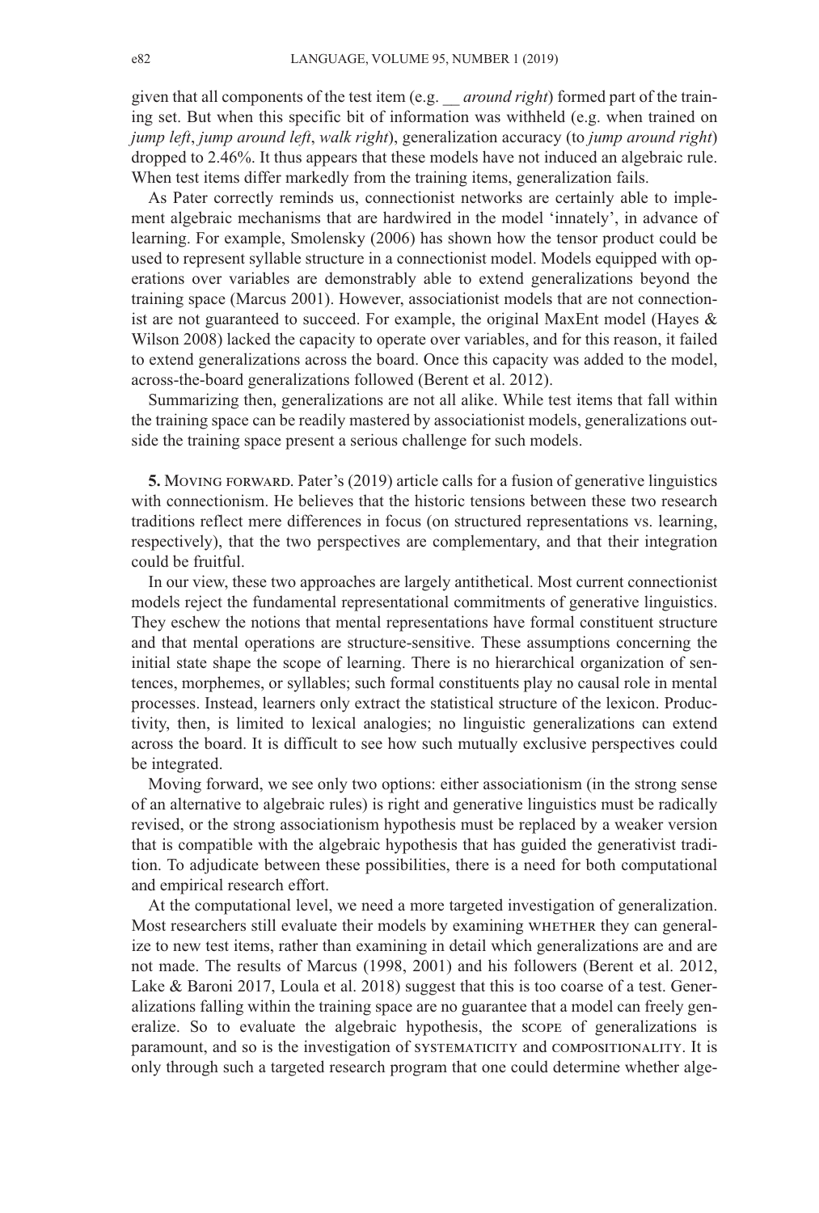given that all components of the test item (e.g. __ *around right*) formed part of the training set. But when this specific bit of information was withheld (e.g. when trained on *jump left*, *jump around left*, *walk right*), generalization accuracy (to *jump around right*) dropped to 2.46%. It thus appears that these models have not induced an algebraic rule. When test items differ markedly from the training items, generalization fails.

As Pater correctly reminds us, connectionist networks are certainly able to implement algebraic mechanisms that are hardwired in the model 'innately', in advance of learning. For example, Smolensky (2006) has shown how the tensor product could be used to represent syllable structure in a connectionist model. Models equipped with operations over variables are demonstrably able to extend generalizations beyond the training space (Marcus 2001). However, associationist models that are not connectionist are not guaranteed to succeed. For example, the original MaxEnt model (Hayes & Wilson 2008) lacked the capacity to operate over variables, and for this reason, it failed to extend generalizations across the board. Once this capacity was added to the model, across-the-board generalizations followed (Berent et al. 2012).

Summarizing then, generalizations are not all alike. While test items that fall within the training space can be readily mastered by associationist models, generalizations outside the training space present a serious challenge for such models.

**5.** Moving forward. Pater's (2019) article calls for a fusion of generative linguistics with connectionism. He believes that the historic tensions between these two research traditions reflect mere differences in focus (on structured representations vs. learning, respectively), that the two perspectives are complementary, and that their integration could be fruitful.

In our view, these two approaches are largely antithetical. Most current connectionist models reject the fundamental representational commitments of generative linguistics. They eschew the notions that mental representations have formal constituent structure and that mental operations are structure-sensitive. These assumptions concerning the initial state shape the scope of learning. There is no hierarchical organization of sentences, morphemes, or syllables; such formal constituents play no causal role in mental processes. Instead, learners only extract the statistical structure of the lexicon. Productivity, then, is limited to lexical analogies; no linguistic generalizations can extend across the board. It is difficult to see how such mutually exclusive perspectives could be integrated.

Moving forward, we see only two options: either associationism (in the strong sense of an alternative to algebraic rules) is right and generative linguistics must be radically revised, or the strong associationism hypothesis must be replaced by a weaker version that is compatible with the algebraic hypothesis that has guided the generativist tradition. To adjudicate between these possibilities, there is a need for both computational and empirical research effort.

At the computational level, we need a more targeted investigation of generalization. Most researchers still evaluate their models by examining whether they can generalize to new test items, rather than examining in detail which generalizations are and are not made. The results of Marcus (1998, 2001) and his followers (Berent et al. 2012, Lake & Baroni 2017, Loula et al. 2018) suggest that this is too coarse of a test. Generalizations falling within the training space are no guarantee that a model can freely generalize. So to evaluate the algebraic hypothesis, the scope of generalizations is paramount, and so is the investigation of systematicity and compositionality. It is only through such a targeted research program that one could determine whether alge-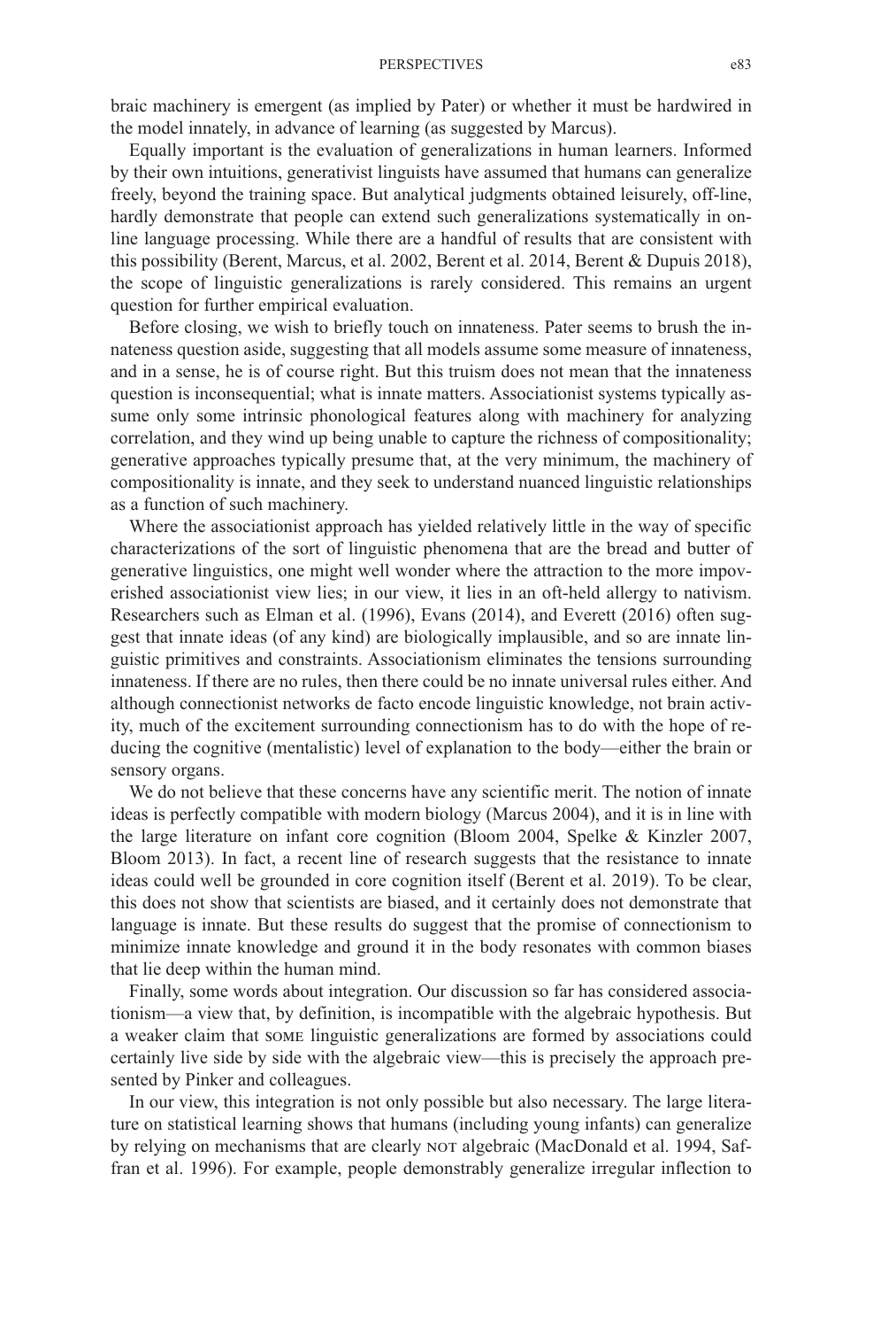braic machinery is emergent (as implied by Pater) or whether it must be hardwired in the model innately, in advance of learning (as suggested by Marcus).

Equally important is the evaluation of generalizations in human learners. Informed by their own intuitions, generativist linguists have assumed that humans can generalize freely, beyond the training space. But analytical judgments obtained leisurely, off-line, hardly demonstrate that people can extend such generalizations systematically in online language processing. While there are a handful of results that are consistent with this possibility (Berent, Marcus, et al. 2002, Berent et al. 2014, Berent & Dupuis 2018), the scope of linguistic generalizations is rarely considered. This remains an urgent question for further empirical evaluation.

Before closing, we wish to briefly touch on innateness. Pater seems to brush the innateness question aside, suggesting that all models assume some measure of innateness, and in a sense, he is of course right. But this truism does not mean that the innateness question is inconsequential; what is innate matters. Associationist systems typically assume only some intrinsic phonological features along with machinery for analyzing correlation, and they wind up being unable to capture the richness of compositionality; generative approaches typically presume that, at the very minimum, the machinery of compositionality is innate, and they seek to understand nuanced linguistic relationships as a function of such machinery.

Where the associationist approach has yielded relatively little in the way of specific characterizations of the sort of linguistic phenomena that are the bread and butter of generative linguistics, one might well wonder where the attraction to the more impoverished associationist view lies; in our view, it lies in an oft-held allergy to nativism. Researchers such as Elman et al. (1996), Evans (2014), and Everett (2016) often suggest that innate ideas (of any kind) are biologically implausible, and so are innate linguistic primitives and constraints. Associationism eliminates the tensions surrounding innateness. If there are no rules, then there could be no innate universal rules either. And although connectionist networks de facto encode linguistic knowledge, not brain activity, much of the excitement surrounding connectionism has to do with the hope of reducing the cognitive (mentalistic) level of explanation to the body—either the brain or sensory organs.

We do not believe that these concerns have any scientific merit. The notion of innate ideas is perfectly compatible with modern biology (Marcus 2004), and it is in line with the large literature on infant core cognition (Bloom 2004, Spelke & Kinzler 2007, Bloom 2013). In fact, a recent line of research suggests that the resistance to innate ideas could well be grounded in core cognition itself (Berent et al. 2019). To be clear, this does not show that scientists are biased, and it certainly does not demonstrate that language is innate. But these results do suggest that the promise of connectionism to minimize innate knowledge and ground it in the body resonates with common biases that lie deep within the human mind.

Finally, some words about integration. Our discussion so far has considered associationism—a view that, by definition, is incompatible with the algebraic hypothesis. But a weaker claim that SOME linguistic generalizations are formed by associations could certainly live side by side with the algebraic view—this is precisely the approach presented by Pinker and colleagues.

In our view, this integration is not only possible but also necessary. The large literature on statistical learning shows that humans (including young infants) can generalize by relying on mechanisms that are clearly NOT algebraic (MacDonald et al. 1994, Saffran et al. 1996). For example, people demonstrably generalize irregular inflection to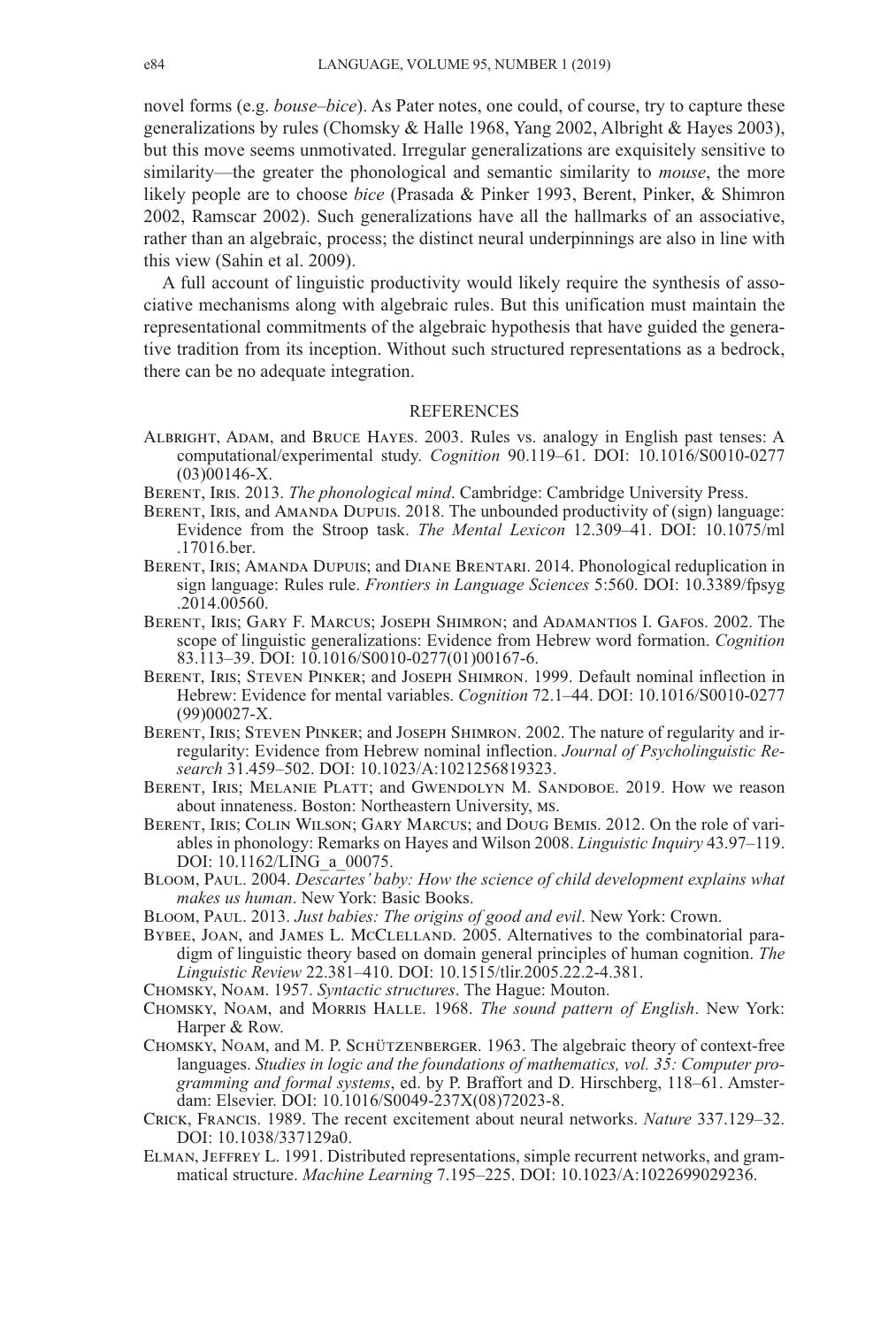novel forms (e.g. *bouse–bice*). As Pater notes, one could, of course, try to capture these generalizations by rules (Chomsky & Halle 1968, Yang 2002, Albright & Hayes 2003), but this move seems unmotivated. Irregular generalizations are exquisitely sensitive to similarity—the greater the phonological and semantic similarity to *mouse*, the more likely people are to choose *bice* (Prasada & Pinker 1993, Berent, Pinker, & Shimron 2002, Ramscar 2002). Such generalizations have all the hallmarks of an associative, rather than an algebraic, process; the distinct neural underpinnings are also in line with this view (Sahin et al. 2009).

A full account of linguistic productivity would likely require the synthesis of associative mechanisms along with algebraic rules. But this unification must maintain the representational commitments of the algebraic hypothesis that have guided the generative tradition from its inception. Without such structured representations as a bedrock, there can be no adequate integration.

## REFERENCES

Albright, Adam, and Bruce Hayes. 2003. Rules vs. analogy in English past tenses: A computational/experimental study. *Cognition* 90.119–61. DOI: 10.1016/S0010-0277(03)00146-X.

Berent, Iris. 2013. *The phonological mind*. Cambridge: Cambridge University Press.

Berent, Iris, and Amanda Dupuis. 2018. The unbounded productivity of (sign) language: Evidence from the Stroop task. *The Mental Lexicon* 12.309–41. DOI: 10.1075/ml.17016.ber.

Berent, Iris; Amanda Dupuis; and Diane Brentari. 2014. Phonological reduplication in sign language: Rules rule. *Frontiers in Language Sciences* 5:560. DOI: 10.3389/fpsyg.2014.00560.

Berent, Iris; Gary F. Marcus; Joseph Shimron; and Adamantios I. Gafos. 2002. The scope of linguistic generalizations: Evidence from Hebrew word formation. *Cognition* 83.113–39. DOI: 10.1016/S0010-0277(01)00167-6.

Berent, Iris; Steven Pinker; and Joseph Shimron. 1999. Default nominal inflection in Hebrew: Evidence for mental variables. *Cognition* 72.1–44. DOI: 10.1016/S0010-0277(99)00027-X.

Berent, Iris; Steven Pinker; and Joseph Shimron. 2002. The nature of regularity and irregularity: Evidence from Hebrew nominal inflection. *Journal of Psycholinguistic Research* 31.459–502. DOI: 10.1023/A:1021256819323.

Berent, Iris; Melanie Platt; and Gwendolyn M. Sandoboe. 2019. How we reason about innateness. Boston: Northeastern University, ms.

Berent, Iris; Colin Wilson; Gary Marcus; and Doug Bemis. 2012. On the role of variables in phonology: Remarks on Hayes and Wilson 2008. *Linguistic Inquiry* 43.97–119. DOI: 10.1162/LING_a_00075.

Bloom, Paul. 2004. *Descartes' baby: How the science of child development explains what makes us human*. New York: Basic Books.

Bloom, Paul. 2013. *Just babies: The origins of good and evil*. New York: Crown.

Bybee, Joan, and James L. McClelland. 2005. Alternatives to the combinatorial paradigm of linguistic theory based on domain general principles of human cognition. *The Linguistic Review* 22.381–410. DOI: 10.1515/tlir.2005.22.2-4.381.

Chomsky, Noam. 1957. *Syntactic structures*. The Hague: Mouton.

Chomsky, Noam, and Morris Halle. 1968. *The sound pattern of English*. New York: Harper & Row.

Chomsky, Noam, and M. P. Schützenberger. 1963. The algebraic theory of context-free languages. *Studies in logic and the foundations of mathematics, vol. 35: Computer programming and formal systems*, ed. by P. Braffort and D. Hirschberg, 118–61. Amsterdam: Elsevier. DOI: 10.1016/S0049-237X(08)72023-8.

Crick, Francis. 1989. The recent excitement about neural networks. *Nature* 337.129–32. DOI: 10.1038/337129a0.

Elman, Jeffrey L. 1991. Distributed representations, simple recurrent networks, and grammatical structure. *Machine Learning* 7.195–225. DOI: 10.1023/A:1022699029236.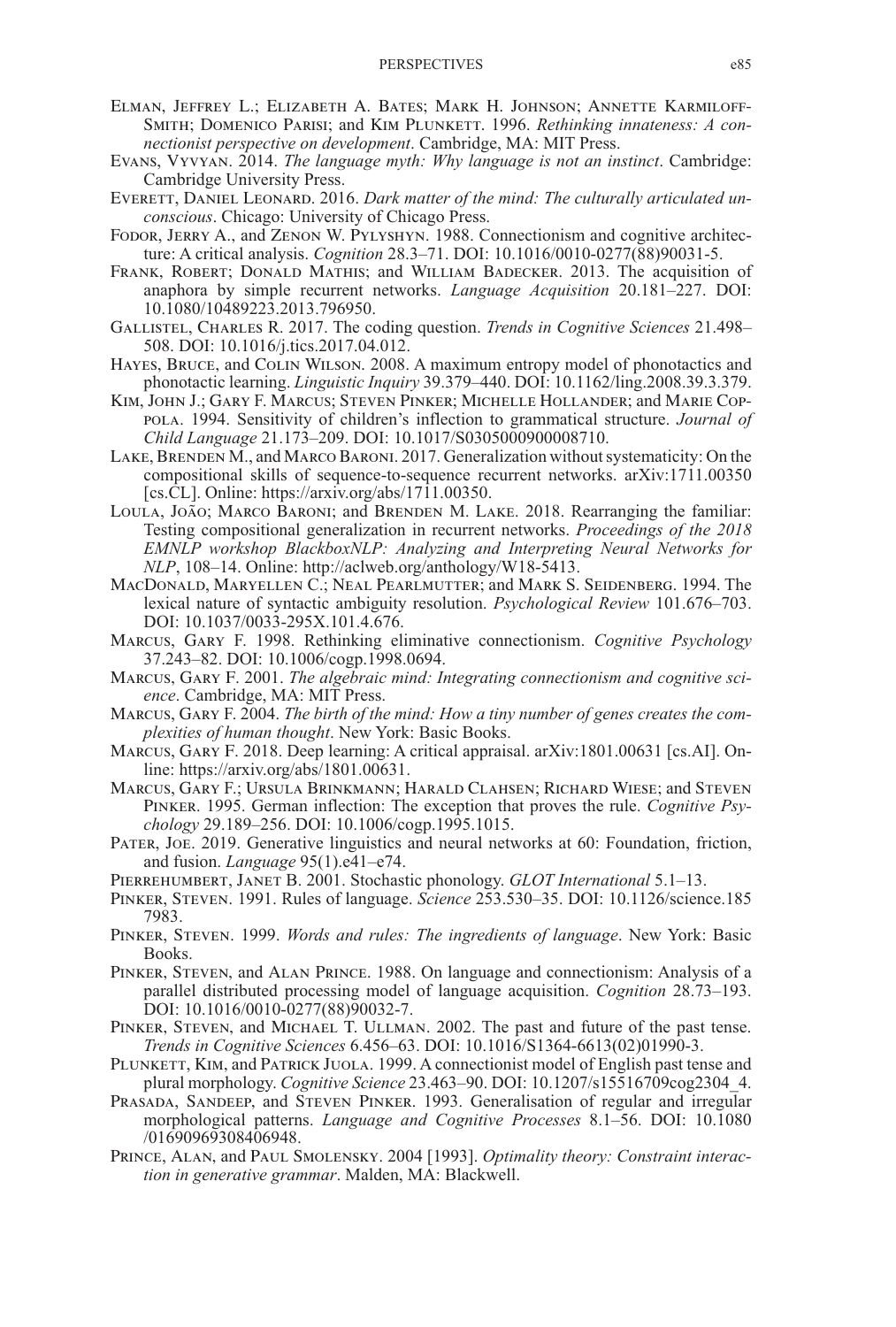Elman, Jeffrey L.; Elizabeth A. Bates; Mark H. Johnson; Annette Karmiloff-Smith; Domenico Parisi; and Kim Plunkett. 1996. *Rethinking innateness: A connectionist perspective on development*. Cambridge, MA: MIT Press.

Evans, Vyvyan. 2014. *The language myth: Why language is not an instinct*. Cambridge: Cambridge University Press.

Everett, Daniel Leonard. 2016. *Dark matter of the mind: The culturally articulated unconscious*. Chicago: University of Chicago Press.

Fodor, Jerry A., and Zenon W. Pylyshyn. 1988. Connectionism and cognitive architecture: A critical analysis. *Cognition* 28.3–71. DOI: 10.1016/0010-0277(88)90031-5.

Frank, Robert; Donald Mathis; and William Badecker. 2013. The acquisition of anaphora by simple recurrent networks. *Language Acquisition* 20.181–227. DOI: 10.1080/10489223.2013.796950.

Gallistel, Charles R. 2017. The coding question. *Trends in Cognitive Sciences* 21.498–508. DOI: 10.1016/j.tics.2017.04.012.

Hayes, Bruce, and Colin Wilson. 2008. A maximum entropy model of phonotactics and phonotactic learning. *Linguistic Inquiry* 39.379–440. DOI: 10.1162/ling.2008.39.3.379.

Kim, John J.; Gary F. Marcus; Steven Pinker; Michelle Hollander; and Marie Coppola. 1994. Sensitivity of children's inflection to grammatical structure. *Journal of Child Language* 21.173–209. DOI: 10.1017/S0305000900008710.

Lake, Brenden M., and Marco Baroni. 2017. Generalization without systematicity: On the compositional skills of sequence-to-sequence recurrent networks. arXiv:1711.00350 [cs.CL]. Online: https://arxiv.org/abs/1711.00350.

Loula, João; Marco Baroni; and Brenden M. Lake. 2018. Rearranging the familiar: Testing compositional generalization in recurrent networks. *Proceedings of the 2018 EMNLP workshop BlackboxNLP: Analyzing and Interpreting Neural Networks for NLP*, 108–14. Online: http://aclweb.org/anthology/W18-5413.

MacDonald, Maryellen C.; Neal Pearlmutter; and Mark S. Seidenberg. 1994. The lexical nature of syntactic ambiguity resolution. *Psychological Review* 101.676–703. DOI: 10.1037/0033-295X.101.4.676.

Marcus, Gary F. 1998. Rethinking eliminative connectionism. *Cognitive Psychology* 37.243–82. DOI: 10.1006/cogp.1998.0694.

Marcus, Gary F. 2001. *The algebraic mind: Integrating connectionism and cognitive science*. Cambridge, MA: MIT Press.

Marcus, Gary F. 2004. *The birth of the mind: How a tiny number of genes creates the complexities of human thought*. New York: Basic Books.

Marcus, Gary F. 2018. Deep learning: A critical appraisal. arXiv:1801.00631 [cs.AI]. Online: https://arxiv.org/abs/1801.00631.

Marcus, Gary F.; Ursula Brinkmann; Harald Clahsen; Richard Wiese; and Steven Pinker. 1995. German inflection: The exception that proves the rule. *Cognitive Psychology* 29.189–256. DOI: 10.1006/cogp.1995.1015.

Pater, Joe. 2019. Generative linguistics and neural networks at 60: Foundation, friction, and fusion. *Language* 95(1).e41–e74.

Pierrehumbert, Janet B. 2001. Stochastic phonology. *GLOT International* 5.1–13.

Pinker, Steven. 1991. Rules of language. *Science* 253.530–35. DOI: 10.1126/science.1857983.

Pinker, Steven. 1999. *Words and rules: The ingredients of language*. New York: Basic Books.

Pinker, Steven, and Alan Prince. 1988. On language and connectionism: Analysis of a parallel distributed processing model of language acquisition. *Cognition* 28.73–193. DOI: 10.1016/0010-0277(88)90032-7.

Pinker, Steven, and Michael T. Ullman. 2002. The past and future of the past tense. *Trends in Cognitive Sciences* 6.456–63. DOI: 10.1016/S1364-6613(02)01990-3.

Plunkett, Kim, and Patrick Juola. 1999. A connectionist model of English past tense and plural morphology. *Cognitive Science* 23.463–90. DOI: 10.1207/s15516709cog2304_4.

Prasada, Sandeep, and Steven Pinker. 1993. Generalisation of regular and irregular morphological patterns. *Language and Cognitive Processes* 8.1–56. DOI: 10.1080/01690969308406948.

Prince, Alan, and Paul Smolensky. 2004 [1993]. *Optimality theory: Constraint interaction in generative grammar*. Malden, MA: Blackwell.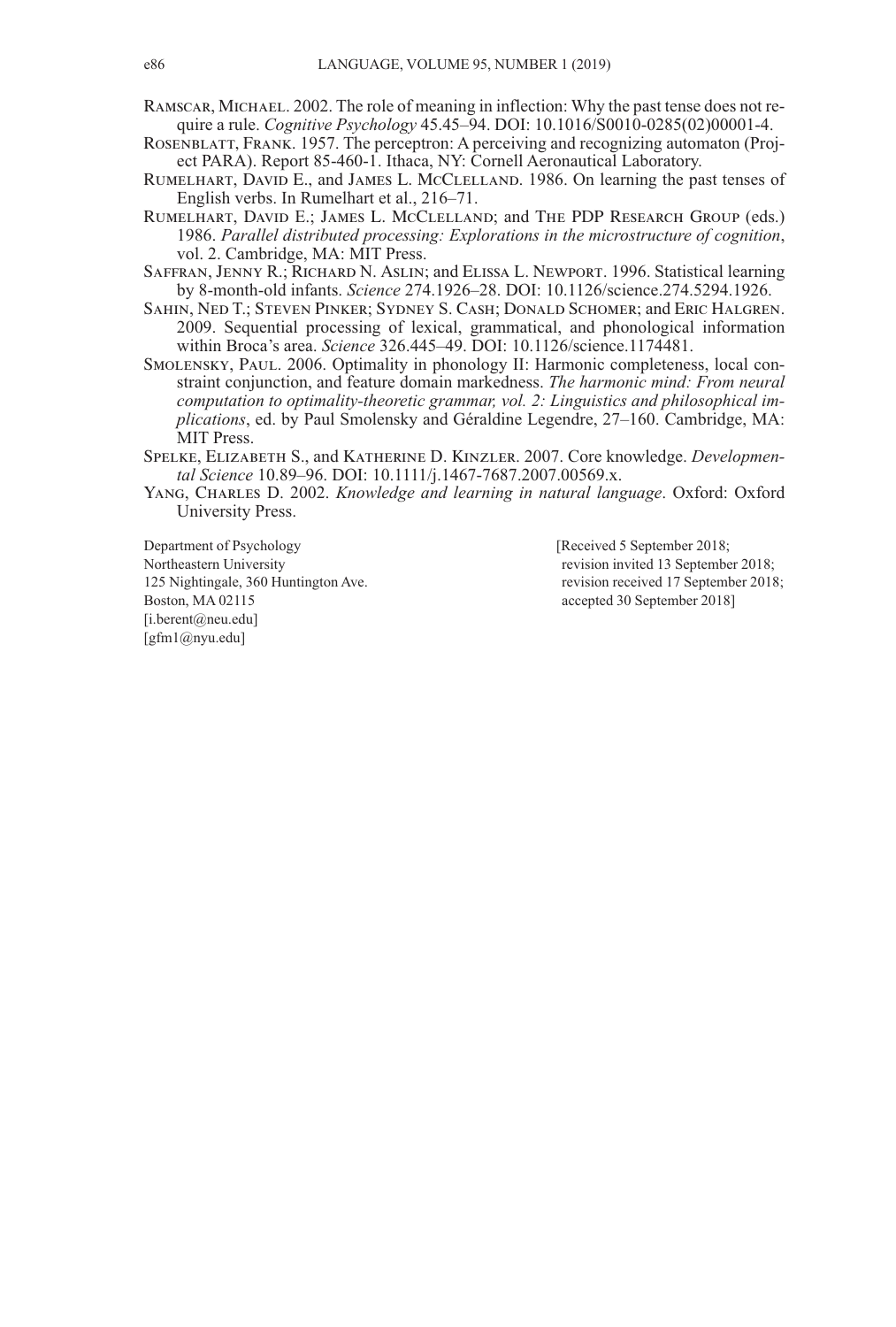Ramscar, Michael. 2002. The role of meaning in inflection: Why the past tense does not require a rule. *Cognitive Psychology* 45.45–94. DOI: 10.1016/S0010-0285(02)00001-4.

Rosenblatt, Frank. 1957. The perceptron: A perceiving and recognizing automaton (Project PARA). Report 85-460-1. Ithaca, NY: Cornell Aeronautical Laboratory.

Rumelhart, David E., and James L. McClelland. 1986. On learning the past tenses of English verbs. In Rumelhart et al., 216–71.

Rumelhart, David E.; James L. McClelland; and The PDP Research Group (eds.) 1986. *Parallel distributed processing: Explorations in the microstructure of cognition*, vol. 2. Cambridge, MA: MIT Press.

Saffran, Jenny R.; Richard N. Aslin; and Elissa L. Newport. 1996. Statistical learning by 8-month-old infants. *Science* 274.1926–28. DOI: 10.1126/science.274.5294.1926.

Sahin, Ned T.; Steven Pinker; Sydney S. Cash; Donald Schomer; and Eric Halgren. 2009. Sequential processing of lexical, grammatical, and phonological information within Broca's area. *Science* 326.445–49. DOI: 10.1126/science.1174481.

Smolensky, Paul. 2006. Optimality in phonology II: Harmonic completeness, local constraint conjunction, and feature domain markedness. *The harmonic mind: From neural computation to optimality-theoretic grammar, vol. 2: Linguistics and philosophical implications*, ed. by Paul Smolensky and Géraldine Legendre, 27–160. Cambridge, MA: MIT Press.

Spelke, Elizabeth S., and Katherine D. Kinzler. 2007. Core knowledge. *Developmental Science* 10.89–96. DOI: 10.1111/j.1467-7687.2007.00569.x.

Yang, Charles D. 2002. *Knowledge and learning in natural language*. Oxford: Oxford University Press.

Department of Psychology
Northeastern University
125 Nightingale, 360 Huntington Ave.
Boston, MA 02115
[i.berent@neu.edu]
[gfm1@nyu.edu]

[Received 5 September 2018;
revision invited 13 September 2018;
revision received 17 September 2018;
accepted 30 September 2018]